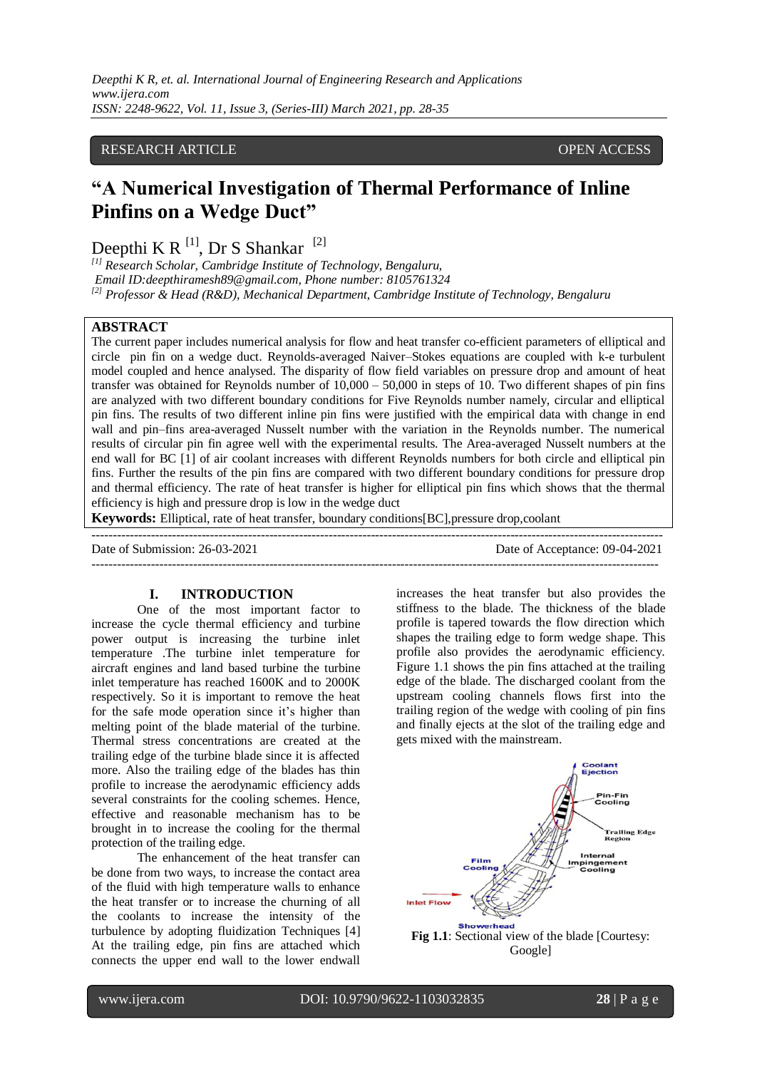RESEARCH ARTICLE OPEN ACCESS

# "A Numerical Investigation of Thermal Performance of Inline Pinfins on a Wedge Duct"

Deepthi K R [1], Dr S Shankar [2]

*[1] Research Scholar, Cambridge Institute of Technology, Bengaluru,*
*Email ID:deepthiramesh89@gmail.com, Phone number: 8105761324*
*[2] Professor & Head (R&D), Mechanical Department, Cambridge Institute of Technology, Bengaluru*

## ABSTRACT

The current paper includes numerical analysis for flow and heat transfer co-efficient parameters of elliptical and circle pin fin on a wedge duct. Reynolds-averaged Naiver–Stokes equations are coupled with k-e turbulent model coupled and hence analysed. The disparity of flow field variables on pressure drop and amount of heat transfer was obtained for Reynolds number of 10,000 – 50,000 in steps of 10. Two different shapes of pin fins are analyzed with two different boundary conditions for Five Reynolds number namely, circular and elliptical pin fins. The results of two different inline pin fins were justified with the empirical data with change in end wall and pin–fins area-averaged Nusselt number with the variation in the Reynolds number. The numerical results of circular pin fin agree well with the experimental results. The Area-averaged Nusselt numbers at the end wall for BC [1] of air coolant increases with different Reynolds numbers for both circle and elliptical pin fins. Further the results of the pin fins are compared with two different boundary conditions for pressure drop and thermal efficiency. The rate of heat transfer is higher for elliptical pin fins which shows that the thermal efficiency is high and pressure drop is low in the wedge duct

**Keywords:** Elliptical, rate of heat transfer, boundary conditions[BC],pressure drop,coolant

---

Date of Submission: 26-03-2021 Date of Acceptance: 09-04-2021

---

## I. INTRODUCTION

One of the most important factor to increase the cycle thermal efficiency and turbine power output is increasing the turbine inlet temperature .The turbine inlet temperature for aircraft engines and land based turbine the turbine inlet temperature has reached 1600K and to 2000K respectively. So it is important to remove the heat for the safe mode operation since it's higher than melting point of the blade material of the turbine. Thermal stress concentrations are created at the trailing edge of the turbine blade since it is affected more. Also the trailing edge of the blades has thin profile to increase the aerodynamic efficiency adds several constraints for the cooling schemes. Hence, effective and reasonable mechanism has to be brought in to increase the cooling for the thermal protection of the trailing edge.

The enhancement of the heat transfer can be done from two ways, to increase the contact area of the fluid with high temperature walls to enhance the heat transfer or to increase the churning of all the coolants to increase the intensity of the turbulence by adopting fluidization Techniques [4] At the trailing edge, pin fins are attached which connects the upper end wall to the lower endwall increases the heat transfer but also provides the stiffness to the blade. The thickness of the blade profile is tapered towards the flow direction which shapes the trailing edge to form wedge shape. This profile also provides the aerodynamic efficiency. Figure 1.1 shows the pin fins attached at the trailing edge of the blade. The discharged coolant from the upstream cooling channels flows first into the trailing region of the wedge with cooling of pin fins and finally ejects at the slot of the trailing edge and gets mixed with the mainstream.

Coolant Ejection
Pin-Fin Cooling
Trailing Edge Region
Film Cooling
Internal Impingement Cooling
Inlet Flow
Showerhead

**Fig 1.1**: Sectional view of the blade [Courtesy: Google]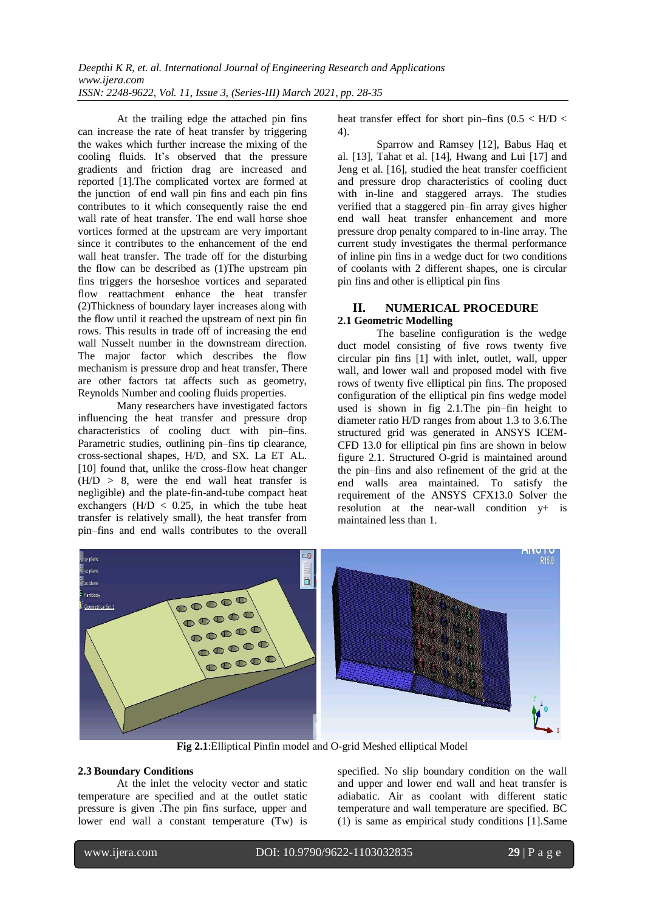At the trailing edge the attached pin fins can increase the rate of heat transfer by triggering the wakes which further increase the mixing of the cooling fluids. It's observed that the pressure gradients and friction drag are increased and reported [1].The complicated vortex are formed at the junction of end wall pin fins and each pin fins contributes to it which consequently raise the end wall rate of heat transfer. The end wall horse shoe vortices formed at the upstream are very important since it contributes to the enhancement of the end wall heat transfer. The trade off for the disturbing the flow can be described as (1)The upstream pin fins triggers the horseshoe vortices and separated flow reattachment enhance the heat transfer (2)Thickness of boundary layer increases along with the flow until it reached the upstream of next pin fin rows. This results in trade off of increasing the end wall Nusselt number in the downstream direction. The major factor which describes the flow mechanism is pressure drop and heat transfer, There are other factors tat affects such as geometry, Reynolds Number and cooling fluids properties.

Many researchers have investigated factors influencing the heat transfer and pressure drop characteristics of cooling duct with pin–fins. Parametric studies, outlining pin–fins tip clearance, cross-sectional shapes, H/D, and SX. La ET AL. [10] found that, unlike the cross-flow heat changer (H/D > 8, were the end wall heat transfer is negligible) and the plate-fin-and-tube compact heat exchangers (H/D < 0.25, in which the tube heat transfer is relatively small), the heat transfer from pin–fins and end walls contributes to the overall heat transfer effect for short pin–fins (0.5 < H/D < 4).

Sparrow and Ramsey [12], Babus Haq et al. [13], Tahat et al. [14], Hwang and Lui [17] and Jeng et al. [16], studied the heat transfer coefficient and pressure drop characteristics of cooling duct with in-line and staggered arrays. The studies verified that a staggered pin–fin array gives higher end wall heat transfer enhancement and more pressure drop penalty compared to in-line array. The current study investigates the thermal performance of inline pin fins in a wedge duct for two conditions of coolants with 2 different shapes, one is circular pin fins and other is elliptical pin fins

## II. NUMERICAL PROCEDURE

### 2.1 Geometric Modelling

The baseline configuration is the wedge duct model consisting of five rows twenty five circular pin fins [1] with inlet, outlet, wall, upper wall, and lower wall and proposed model with five rows of twenty five elliptical pin fins. The proposed configuration of the elliptical pin fins wedge model used is shown in fig 2.1.The pin–fin height to diameter ratio H/D ranges from about 1.3 to 3.6.The structured grid was generated in ANSYS ICEM-CFD 13.0 for elliptical pin fins are shown in below figure 2.1. Structured O-grid is maintained around the pin–fins and also refinement of the grid at the end walls area maintained. To satisfy the requirement of the ANSYS CFX13.0 Solver the resolution at the near-wall condition y+ is maintained less than 1.

**Fig 2.1**:Elliptical Pinfin model and O-grid Meshed elliptical Model

### 2.3 Boundary Conditions

At the inlet the velocity vector and static temperature are specified and at the outlet static pressure is given .The pin fins surface, upper and lower end wall a constant temperature (Tw) is specified. No slip boundary condition on the wall and upper and lower end wall and heat transfer is adiabatic. Air as coolant with different static temperature and wall temperature are specified. BC (1) is same as empirical study conditions [1].Same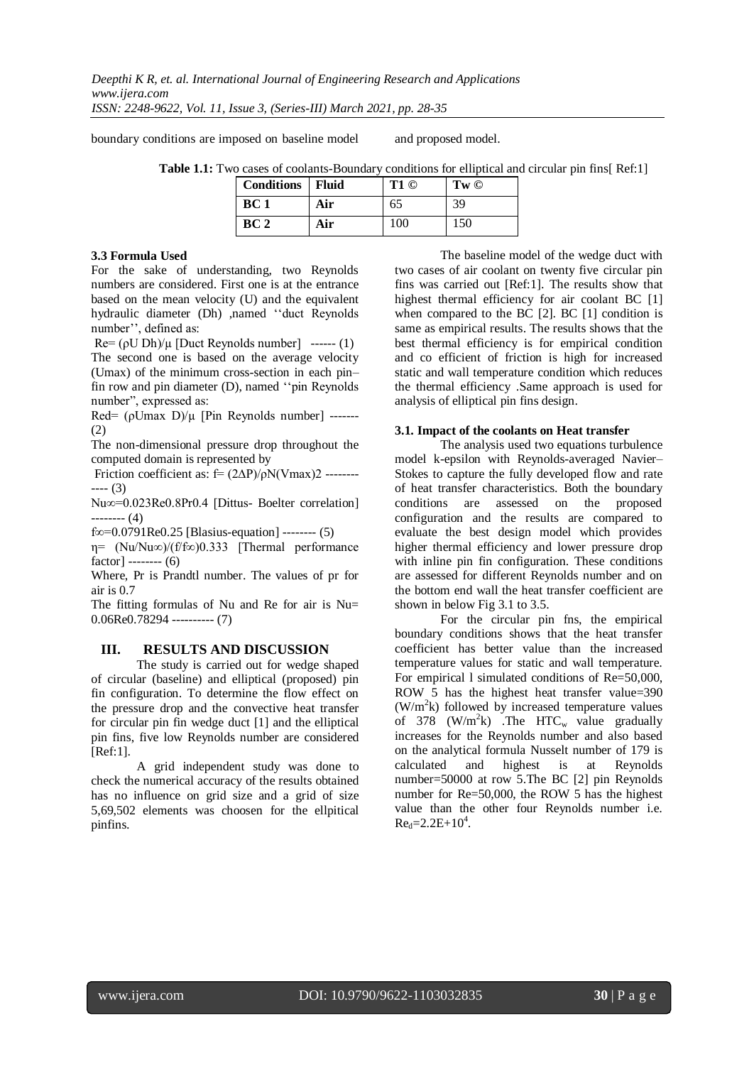boundary conditions are imposed on baseline model and proposed model.

**Table 1.1:** Two cases of coolants-Boundary conditions for elliptical and circular pin fins[ Ref:1]

| Conditions | Fluid | T1 © | Tw © |
|---|---|---|---|
| BC 1 | Air | 65 | 39 |
| BC 2 | Air | 100 | 150 |

### 3.3 Formula Used

For the sake of understanding, two Reynolds numbers are considered. First one is at the entrance based on the mean velocity (U) and the equivalent hydraulic diameter (Dh) ,named ''duct Reynolds number'', defined as:

$Re= (\rho U\ Dh)/\mu$ [Duct Reynolds number] ------ (1)

The second one is based on the average velocity (Umax) of the minimum cross-section in each pin–fin row and pin diameter (D), named ''pin Reynolds number", expressed as:

$Red= (\rho Umax\ D)/\mu$ [Pin Reynolds number] ------- (2)

The non-dimensional pressure drop throughout the computed domain is represented by

Friction coefficient as: $f= (2\Delta P)/\rho N(Vmax)2$ ------------ (3)

$Nu\infty=0.023Re0.8Pr0.4$ [Dittus- Boelter correlation] -------- (4)

$f\infty=0.0791Re0.25$ [Blasius-equation] -------- (5)

$\eta= (Nu/Nu\infty)/(f/f\infty)0.333$ [Thermal performance factor] -------- (6)

Where, Pr is Prandtl number. The values of pr for air is 0.7

The fitting formulas of Nu and Re for air is $Nu= 0.06Re0.78294$ ---------- (7)

## III. RESULTS AND DISCUSSION

The study is carried out for wedge shaped of circular (baseline) and elliptical (proposed) pin fin configuration. To determine the flow effect on the pressure drop and the convective heat transfer for circular pin fin wedge duct [1] and the elliptical pin fins, five low Reynolds number are considered [Ref:1].

A grid independent study was done to check the numerical accuracy of the results obtained has no influence on grid size and a grid of size 5,69,502 elements was choosen for the ellpitical pinfins.

The baseline model of the wedge duct with two cases of air coolant on twenty five circular pin fins was carried out [Ref:1]. The results show that highest thermal efficiency for air coolant BC [1] when compared to the BC [2]. BC [1] condition is same as empirical results. The results shows that the best thermal efficiency is for empirical condition and co efficient of friction is high for increased static and wall temperature condition which reduces the thermal efficiency .Same approach is used for analysis of elliptical pin fins design.

### 3.1. Impact of the coolants on Heat transfer

The analysis used two equations turbulence model k-epsilon with Reynolds-averaged Navier–Stokes to capture the fully developed flow and rate of heat transfer characteristics. Both the boundary conditions are assessed on the proposed configuration and the results are compared to evaluate the best design model which provides higher thermal efficiency and lower pressure drop with inline pin fin configuration. These conditions are assessed for different Reynolds number and on the bottom end wall the heat transfer coefficient are shown in below Fig 3.1 to 3.5.

For the circular pin fns, the empirical boundary conditions shows that the heat transfer coefficient has better value than the increased temperature values for static and wall temperature. For empirical l simulated conditions of Re=50,000, ROW 5 has the highest heat transfer value=390 ($W/m^2k$) followed by increased temperature values of 378 ($W/m^2k$) .The $HTC_w$ value gradually increases for the Reynolds number and also based on the analytical formula Nusselt number of 179 is calculated and highest is at Reynolds number=50000 at row 5.The BC [2] pin Reynolds number for Re=50,000, the ROW 5 has the highest value than the other four Reynolds number i.e. $Re_d=2.2E+10^4$.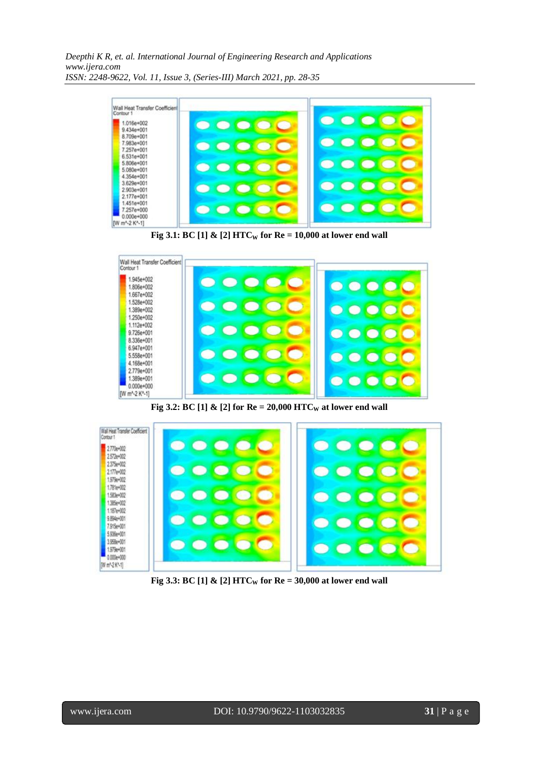**Fig 3.1: BC [1] & [2] $HTC_W$ for Re = 10,000 at lower end wall**

**Fig 3.2: BC [1] & [2] for Re = 20,000 $HTC_W$ at lower end wall**

**Fig 3.3: BC [1] & [2] $HTC_W$ for Re = 30,000 at lower end wall**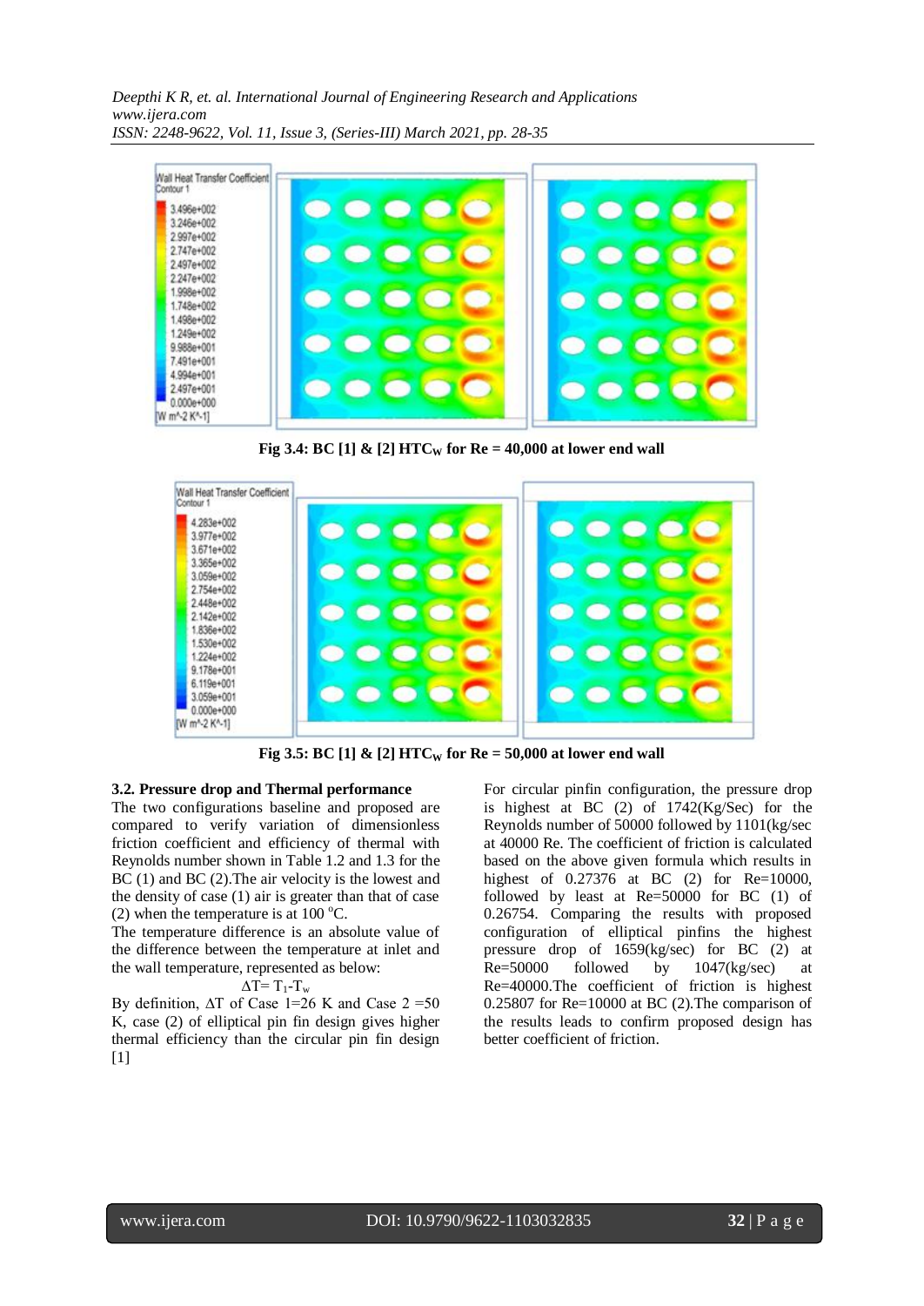Fig 3.4: BC [1] & [2] $HTC_W$ for Re = 40,000 at lower end wall

Fig 3.5: BC [1] & [2] $HTC_W$ for Re = 50,000 at lower end wall

### 3.2. Pressure drop and Thermal performance

The two configurations baseline and proposed are compared to verify variation of dimensionless friction coefficient and efficiency of thermal with Reynolds number shown in Table 1.2 and 1.3 for the BC (1) and BC (2).The air velocity is the lowest and the density of case (1) air is greater than that of case (2) when the temperature is at 100 °C.

The temperature difference is an absolute value of the difference between the temperature at inlet and the wall temperature, represented as below:

$$\Delta T = T_1 - T_w$$

By definition, ΔT of Case 1=26 K and Case 2 =50 K, case (2) of elliptical pin fin design gives higher thermal efficiency than the circular pin fin design [1]

For circular pinfin configuration, the pressure drop is highest at BC (2) of 1742(Kg/Sec) for the Reynolds number of 50000 followed by 1101(kg/sec at 40000 Re. The coefficient of friction is calculated based on the above given formula which results in highest of 0.27376 at BC (2) for Re=10000, followed by least at Re=50000 for BC (1) of 0.26754. Comparing the results with proposed configuration of elliptical pinfins the highest pressure drop of 1659(kg/sec) for BC (2) at Re=50000 followed by 1047(kg/sec) at Re=40000.The coefficient of friction is highest 0.25807 for Re=10000 at BC (2).The comparison of the results leads to confirm proposed design has better coefficient of friction.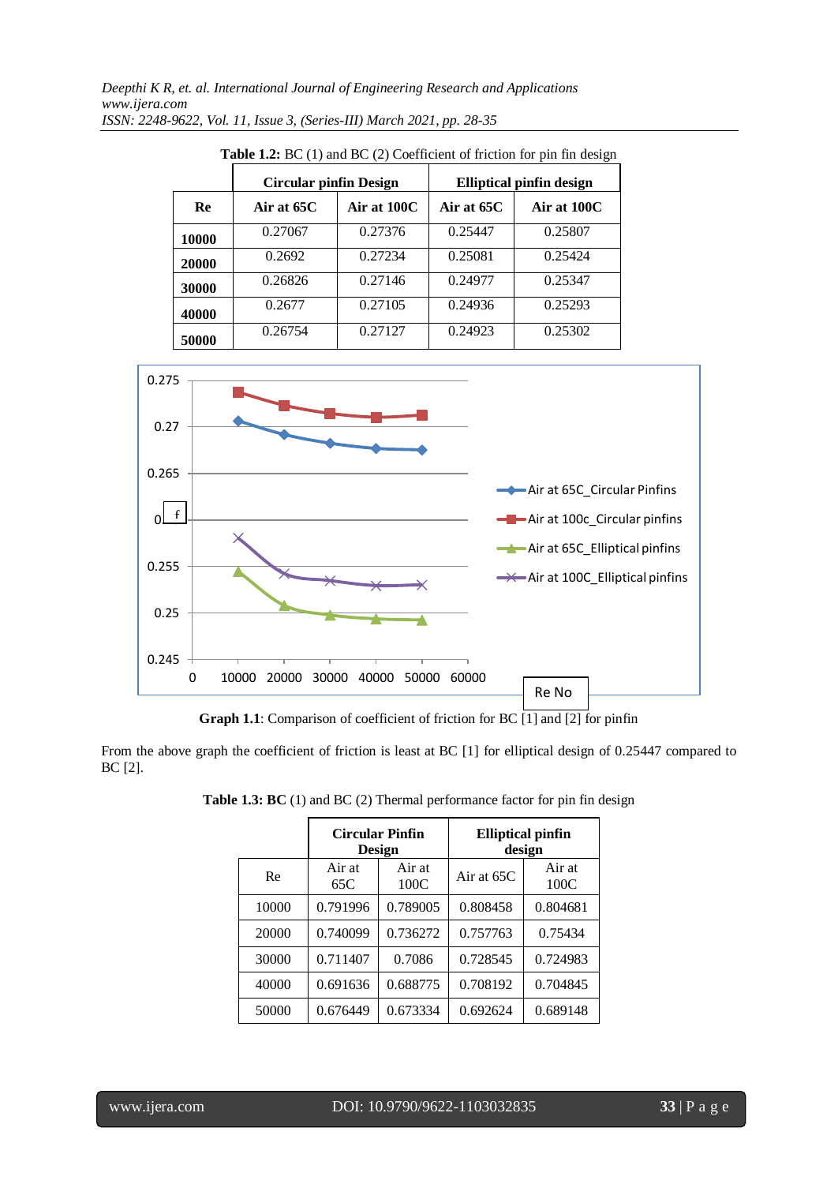**Table 1.2:** BC (1) and BC (2) Coefficient of friction for pin fin design

| Re | Circular pinfin Design | | Elliptical pinfin design | |
|---|---|---|---|---|
| | Air at 65C | Air at 100C | Air at 65C | Air at 100C |
| 10000 | 0.27067 | 0.27376 | 0.25447 | 0.25807 |
| 20000 | 0.2692 | 0.27234 | 0.25081 | 0.25424 |
| 30000 | 0.26826 | 0.27146 | 0.24977 | 0.25347 |
| 40000 | 0.2677 | 0.27105 | 0.24936 | 0.25293 |
| 50000 | 0.26754 | 0.27127 | 0.24923 | 0.25302 |

**Graph 1.1**: Comparison of coefficient of friction for BC [1] and [2] for pinfin

From the above graph the coefficient of friction is least at BC [1] for elliptical design of 0.25447 compared to BC [2].

**Table 1.3: BC** (1) and BC (2) Thermal performance factor for pin fin design

| Re | Circular Pinfin Design | | Elliptical pinfin design | |
|---|---|---|---|---|
| | Air at 65C | Air at 100C | Air at 65C | Air at 100C |
| 10000 | 0.791996 | 0.789005 | 0.808458 | 0.804681 |
| 20000 | 0.740099 | 0.736272 | 0.757763 | 0.75434 |
| 30000 | 0.711407 | 0.7086 | 0.728545 | 0.724983 |
| 40000 | 0.691636 | 0.688775 | 0.708192 | 0.704845 |
| 50000 | 0.676449 | 0.673334 | 0.692624 | 0.689148 |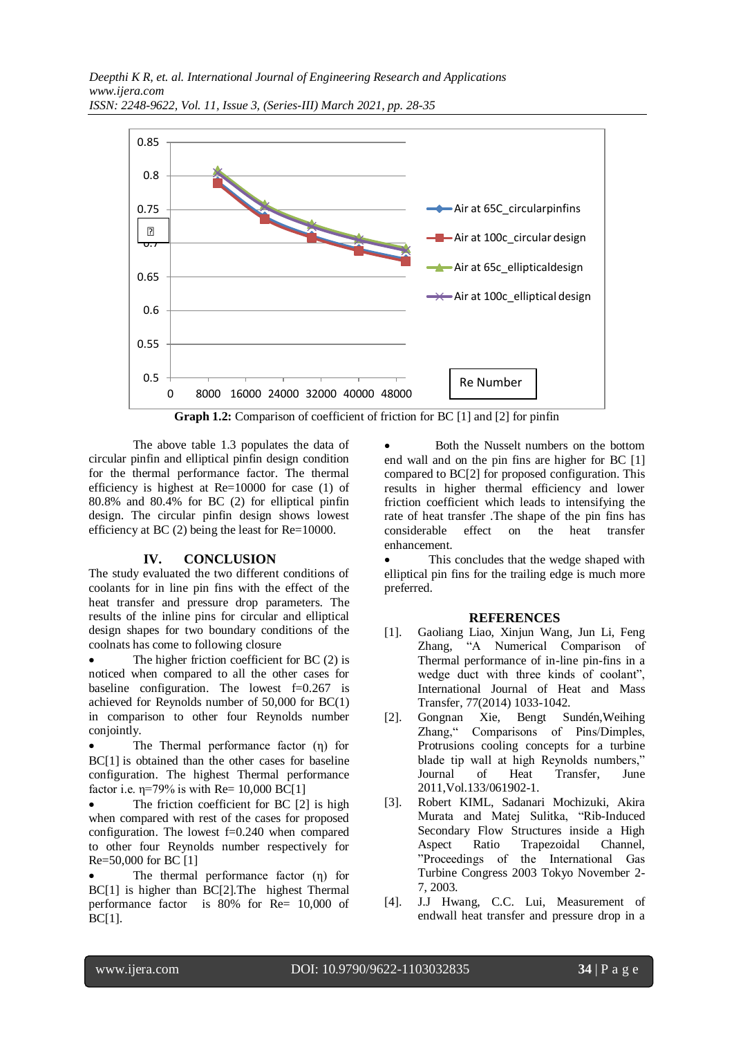**Graph 1.2:** Comparison of coefficient of friction for BC [1] and [2] for pinfin

The above table 1.3 populates the data of circular pinfin and elliptical pinfin design condition for the thermal performance factor. The thermal efficiency is highest at Re=10000 for case (1) of 80.8% and 80.4% for BC (2) for elliptical pinfin design. The circular pinfin design shows lowest efficiency at BC (2) being the least for Re=10000.

## IV. CONCLUSION

The study evaluated the two different conditions of coolants for in line pin fins with the effect of the heat transfer and pressure drop parameters. The results of the inline pins for circular and elliptical design shapes for two boundary conditions of the coolnats has come to following closure

- The higher friction coefficient for BC (2) is noticed when compared to all the other cases for baseline configuration. The lowest f=0.267 is achieved for Reynolds number of 50,000 for BC(1) in comparison to other four Reynolds number conjointly.
- The Thermal performance factor (η) for BC[1] is obtained than the other cases for baseline configuration. The highest Thermal performance factor i.e. η=79% is with Re= 10,000 BC[1]
- The friction coefficient for BC [2] is high when compared with rest of the cases for proposed configuration. The lowest f=0.240 when compared to other four Reynolds number respectively for Re=50,000 for BC [1]
- The thermal performance factor (η) for BC[1] is higher than BC[2].The highest Thermal performance factor is 80% for Re= 10,000 of BC[1].
- Both the Nusselt numbers on the bottom end wall and on the pin fins are higher for BC [1] compared to BC[2] for proposed configuration. This results in higher thermal efficiency and lower friction coefficient which leads to intensifying the rate of heat transfer .The shape of the pin fins has considerable effect on the heat transfer enhancement.
- This concludes that the wedge shaped with elliptical pin fins for the trailing edge is much more preferred.

## REFERENCES

[1]. Gaoliang Liao, Xinjun Wang, Jun Li, Feng Zhang, "A Numerical Comparison of Thermal performance of in-line pin-fins in a wedge duct with three kinds of coolant", International Journal of Heat and Mass Transfer, 77(2014) 1033-1042.

[2]. Gongnan Xie, Bengt Sundén,Weihing Zhang," Comparisons of Pins/Dimples, Protrusions cooling concepts for a turbine blade tip wall at high Reynolds numbers," Journal of Heat Transfer, June 2011,Vol.133/061902-1.

[3]. Robert KIML, Sadanari Mochizuki, Akira Murata and Matej Sulitka, "Rib-Induced Secondary Flow Structures inside a High Aspect Ratio Trapezoidal Channel, "Proceedings of the International Gas Turbine Congress 2003 Tokyo November 2-7, 2003.

[4]. J.J Hwang, C.C. Lui, Measurement of endwall heat transfer and pressure drop in a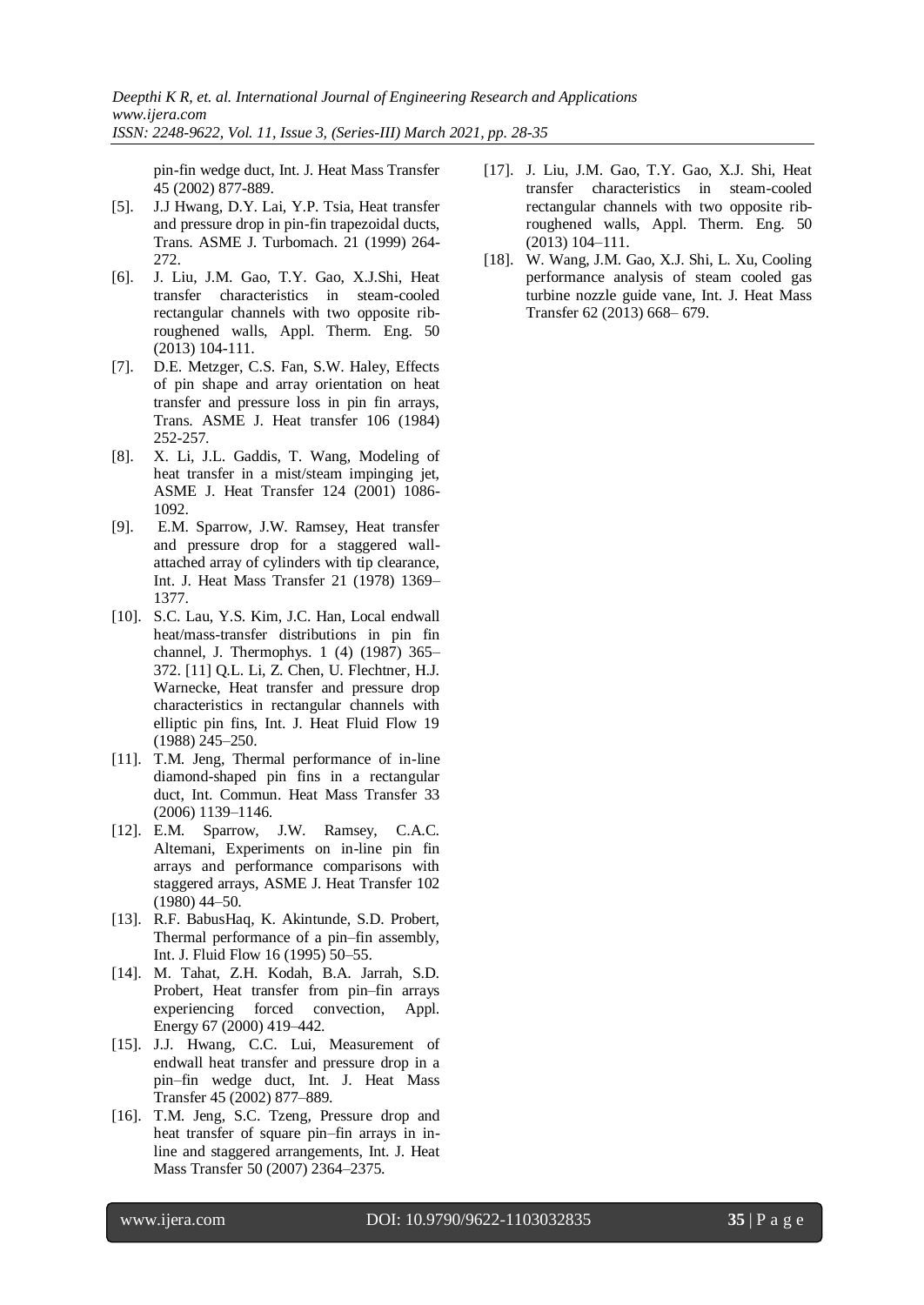pin-fin wedge duct, Int. J. Heat Mass Transfer 45 (2002) 877-889.

[5]. J.J Hwang, D.Y. Lai, Y.P. Tsia, Heat transfer and pressure drop in pin-fin trapezoidal ducts, Trans. ASME J. Turbomach. 21 (1999) 264-272.

[6]. J. Liu, J.M. Gao, T.Y. Gao, X.J.Shi, Heat transfer characteristics in steam-cooled rectangular channels with two opposite rib-roughened walls, Appl. Therm. Eng. 50 (2013) 104-111.

[7]. D.E. Metzger, C.S. Fan, S.W. Haley, Effects of pin shape and array orientation on heat transfer and pressure loss in pin fin arrays, Trans. ASME J. Heat transfer 106 (1984) 252-257.

[8]. X. Li, J.L. Gaddis, T. Wang, Modeling of heat transfer in a mist/steam impinging jet, ASME J. Heat Transfer 124 (2001) 1086-1092.

[9]. E.M. Sparrow, J.W. Ramsey, Heat transfer and pressure drop for a staggered wall-attached array of cylinders with tip clearance, Int. J. Heat Mass Transfer 21 (1978) 1369–1377.

[10]. S.C. Lau, Y.S. Kim, J.C. Han, Local endwall heat/mass-transfer distributions in pin fin channel, J. Thermophys. 1 (4) (1987) 365–372. [11] Q.L. Li, Z. Chen, U. Flechtner, H.J. Warnecke, Heat transfer and pressure drop characteristics in rectangular channels with elliptic pin fins, Int. J. Heat Fluid Flow 19 (1988) 245–250.

[11]. T.M. Jeng, Thermal performance of in-line diamond-shaped pin fins in a rectangular duct, Int. Commun. Heat Mass Transfer 33 (2006) 1139–1146.

[12]. E.M. Sparrow, J.W. Ramsey, C.A.C. Altemani, Experiments on in-line pin fin arrays and performance comparisons with staggered arrays, ASME J. Heat Transfer 102 (1980) 44–50.

[13]. R.F. BabusHaq, K. Akintunde, S.D. Probert, Thermal performance of a pin–fin assembly, Int. J. Fluid Flow 16 (1995) 50–55.

[14]. M. Tahat, Z.H. Kodah, B.A. Jarrah, S.D. Probert, Heat transfer from pin–fin arrays experiencing forced convection, Appl. Energy 67 (2000) 419–442.

[15]. J.J. Hwang, C.C. Lui, Measurement of endwall heat transfer and pressure drop in a pin–fin wedge duct, Int. J. Heat Mass Transfer 45 (2002) 877–889.

[16]. T.M. Jeng, S.C. Tzeng, Pressure drop and heat transfer of square pin–fin arrays in in-line and staggered arrangements, Int. J. Heat Mass Transfer 50 (2007) 2364–2375.

[17]. J. Liu, J.M. Gao, T.Y. Gao, X.J. Shi, Heat transfer characteristics in steam-cooled rectangular channels with two opposite rib-roughened walls, Appl. Therm. Eng. 50 (2013) 104–111.

[18]. W. Wang, J.M. Gao, X.J. Shi, L. Xu, Cooling performance analysis of steam cooled gas turbine nozzle guide vane, Int. J. Heat Mass Transfer 62 (2013) 668– 679.